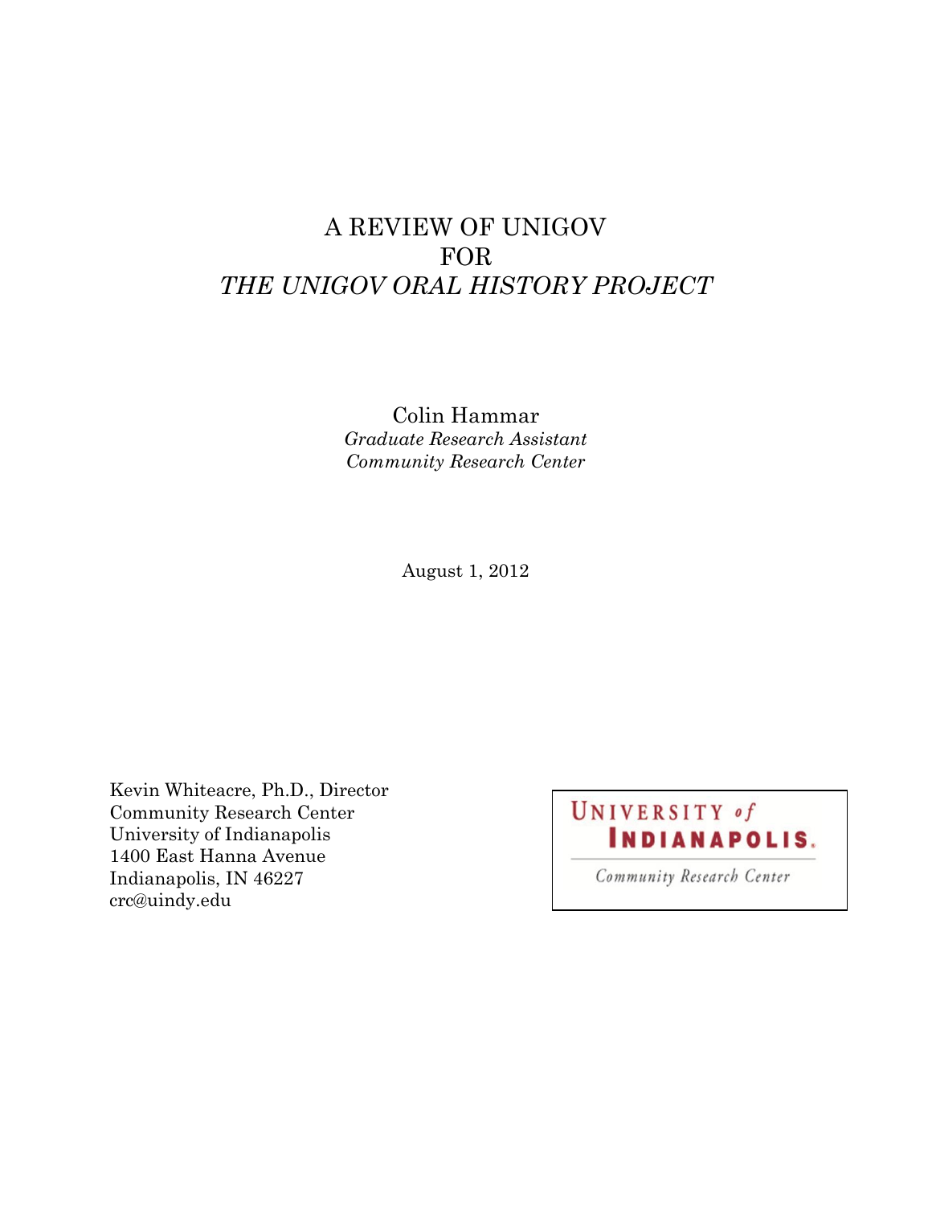# A REVIEW OF UNIGOV
# FOR
# *THE UNIGOV ORAL HISTORY PROJECT*

Colin Hammar
*Graduate Research Assistant*
*Community Research Center*

August 1, 2012

Kevin Whiteacre, Ph.D., Director
Community Research Center
University of Indianapolis
1400 East Hanna Avenue
Indianapolis, IN 46227
crc@uindy.edu

UNIVERSITY *of* **INDIANAPOLIS.**
*Community Research Center*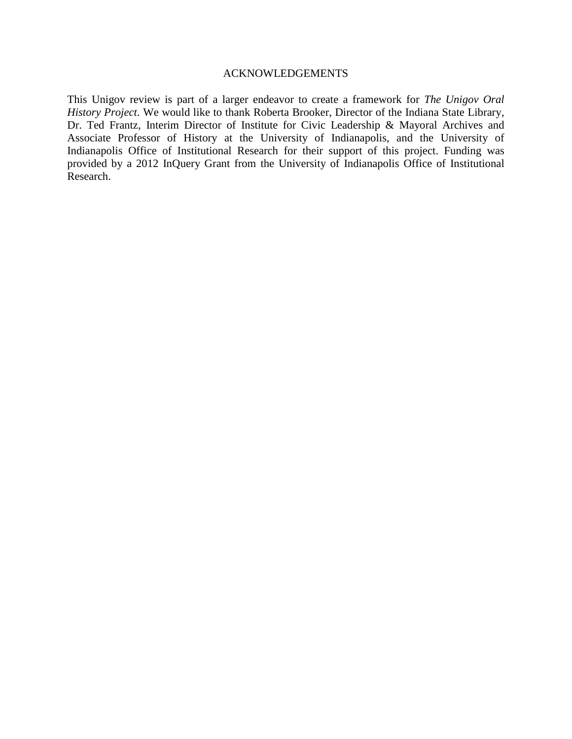## ACKNOWLEDGEMENTS

This Unigov review is part of a larger endeavor to create a framework for *The Unigov Oral History Project*. We would like to thank Roberta Brooker, Director of the Indiana State Library, Dr. Ted Frantz, Interim Director of Institute for Civic Leadership & Mayoral Archives and Associate Professor of History at the University of Indianapolis, and the University of Indianapolis Office of Institutional Research for their support of this project. Funding was provided by a 2012 InQuery Grant from the University of Indianapolis Office of Institutional Research.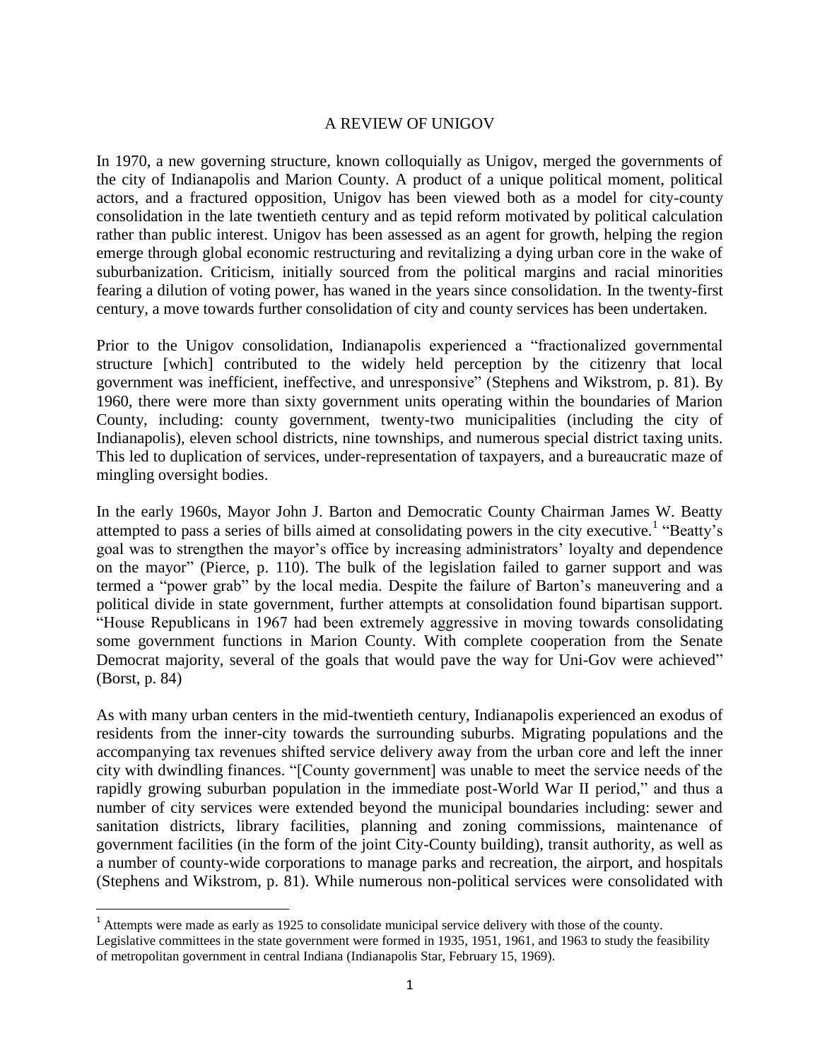# A REVIEW OF UNIGOV

In 1970, a new governing structure, known colloquially as Unigov, merged the governments of the city of Indianapolis and Marion County. A product of a unique political moment, political actors, and a fractured opposition, Unigov has been viewed both as a model for city-county consolidation in the late twentieth century and as tepid reform motivated by political calculation rather than public interest. Unigov has been assessed as an agent for growth, helping the region emerge through global economic restructuring and revitalizing a dying urban core in the wake of suburbanization. Criticism, initially sourced from the political margins and racial minorities fearing a dilution of voting power, has waned in the years since consolidation. In the twenty-first century, a move towards further consolidation of city and county services has been undertaken.

Prior to the Unigov consolidation, Indianapolis experienced a "fractionalized governmental structure [which] contributed to the widely held perception by the citizenry that local government was inefficient, ineffective, and unresponsive" (Stephens and Wikstrom, p. 81). By 1960, there were more than sixty government units operating within the boundaries of Marion County, including: county government, twenty-two municipalities (including the city of Indianapolis), eleven school districts, nine townships, and numerous special district taxing units. This led to duplication of services, under-representation of taxpayers, and a bureaucratic maze of mingling oversight bodies.

In the early 1960s, Mayor John J. Barton and Democratic County Chairman James W. Beatty attempted to pass a series of bills aimed at consolidating powers in the city executive.[1] "Beatty's goal was to strengthen the mayor's office by increasing administrators' loyalty and dependence on the mayor" (Pierce, p. 110). The bulk of the legislation failed to garner support and was termed a "power grab" by the local media. Despite the failure of Barton's maneuvering and a political divide in state government, further attempts at consolidation found bipartisan support. "House Republicans in 1967 had been extremely aggressive in moving towards consolidating some government functions in Marion County. With complete cooperation from the Senate Democrat majority, several of the goals that would pave the way for Uni-Gov were achieved" (Borst, p. 84)

As with many urban centers in the mid-twentieth century, Indianapolis experienced an exodus of residents from the inner-city towards the surrounding suburbs. Migrating populations and the accompanying tax revenues shifted service delivery away from the urban core and left the inner city with dwindling finances. "[County government] was unable to meet the service needs of the rapidly growing suburban population in the immediate post-World War II period," and thus a number of city services were extended beyond the municipal boundaries including: sewer and sanitation districts, library facilities, planning and zoning commissions, maintenance of government facilities (in the form of the joint City-County building), transit authority, as well as a number of county-wide corporations to manage parks and recreation, the airport, and hospitals (Stephens and Wikstrom, p. 81). While numerous non-political services were consolidated with

[1] Attempts were made as early as 1925 to consolidate municipal service delivery with those of the county. Legislative committees in the state government were formed in 1935, 1951, 1961, and 1963 to study the feasibility of metropolitan government in central Indiana (Indianapolis Star, February 15, 1969).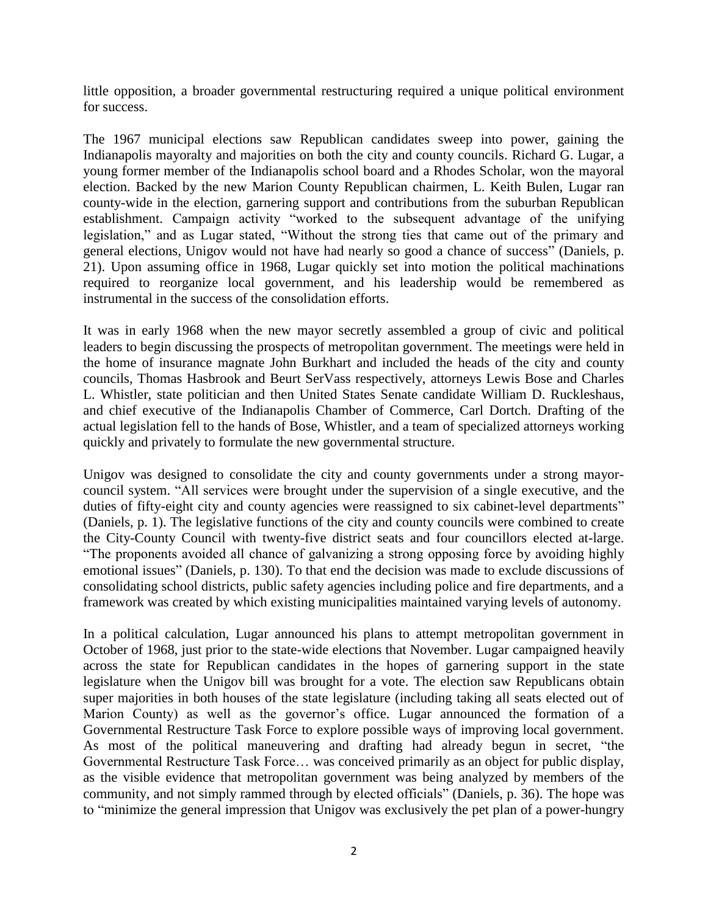little opposition, a broader governmental restructuring required a unique political environment for success.

The 1967 municipal elections saw Republican candidates sweep into power, gaining the Indianapolis mayoralty and majorities on both the city and county councils. Richard G. Lugar, a young former member of the Indianapolis school board and a Rhodes Scholar, won the mayoral election. Backed by the new Marion County Republican chairmen, L. Keith Bulen, Lugar ran county-wide in the election, garnering support and contributions from the suburban Republican establishment. Campaign activity "worked to the subsequent advantage of the unifying legislation," and as Lugar stated, "Without the strong ties that came out of the primary and general elections, Unigov would not have had nearly so good a chance of success" (Daniels, p. 21). Upon assuming office in 1968, Lugar quickly set into motion the political machinations required to reorganize local government, and his leadership would be remembered as instrumental in the success of the consolidation efforts.

It was in early 1968 when the new mayor secretly assembled a group of civic and political leaders to begin discussing the prospects of metropolitan government. The meetings were held in the home of insurance magnate John Burkhart and included the heads of the city and county councils, Thomas Hasbrook and Beurt SerVass respectively, attorneys Lewis Bose and Charles L. Whistler, state politician and then United States Senate candidate William D. Ruckleshaus, and chief executive of the Indianapolis Chamber of Commerce, Carl Dortch. Drafting of the actual legislation fell to the hands of Bose, Whistler, and a team of specialized attorneys working quickly and privately to formulate the new governmental structure.

Unigov was designed to consolidate the city and county governments under a strong mayor-council system. "All services were brought under the supervision of a single executive, and the duties of fifty-eight city and county agencies were reassigned to six cabinet-level departments" (Daniels, p. 1). The legislative functions of the city and county councils were combined to create the City-County Council with twenty-five district seats and four councillors elected at-large. "The proponents avoided all chance of galvanizing a strong opposing force by avoiding highly emotional issues" (Daniels, p. 130). To that end the decision was made to exclude discussions of consolidating school districts, public safety agencies including police and fire departments, and a framework was created by which existing municipalities maintained varying levels of autonomy.

In a political calculation, Lugar announced his plans to attempt metropolitan government in October of 1968, just prior to the state-wide elections that November. Lugar campaigned heavily across the state for Republican candidates in the hopes of garnering support in the state legislature when the Unigov bill was brought for a vote. The election saw Republicans obtain super majorities in both houses of the state legislature (including taking all seats elected out of Marion County) as well as the governor's office. Lugar announced the formation of a Governmental Restructure Task Force to explore possible ways of improving local government. As most of the political maneuvering and drafting had already begun in secret, "the Governmental Restructure Task Force… was conceived primarily as an object for public display, as the visible evidence that metropolitan government was being analyzed by members of the community, and not simply rammed through by elected officials" (Daniels, p. 36). The hope was to "minimize the general impression that Unigov was exclusively the pet plan of a power-hungry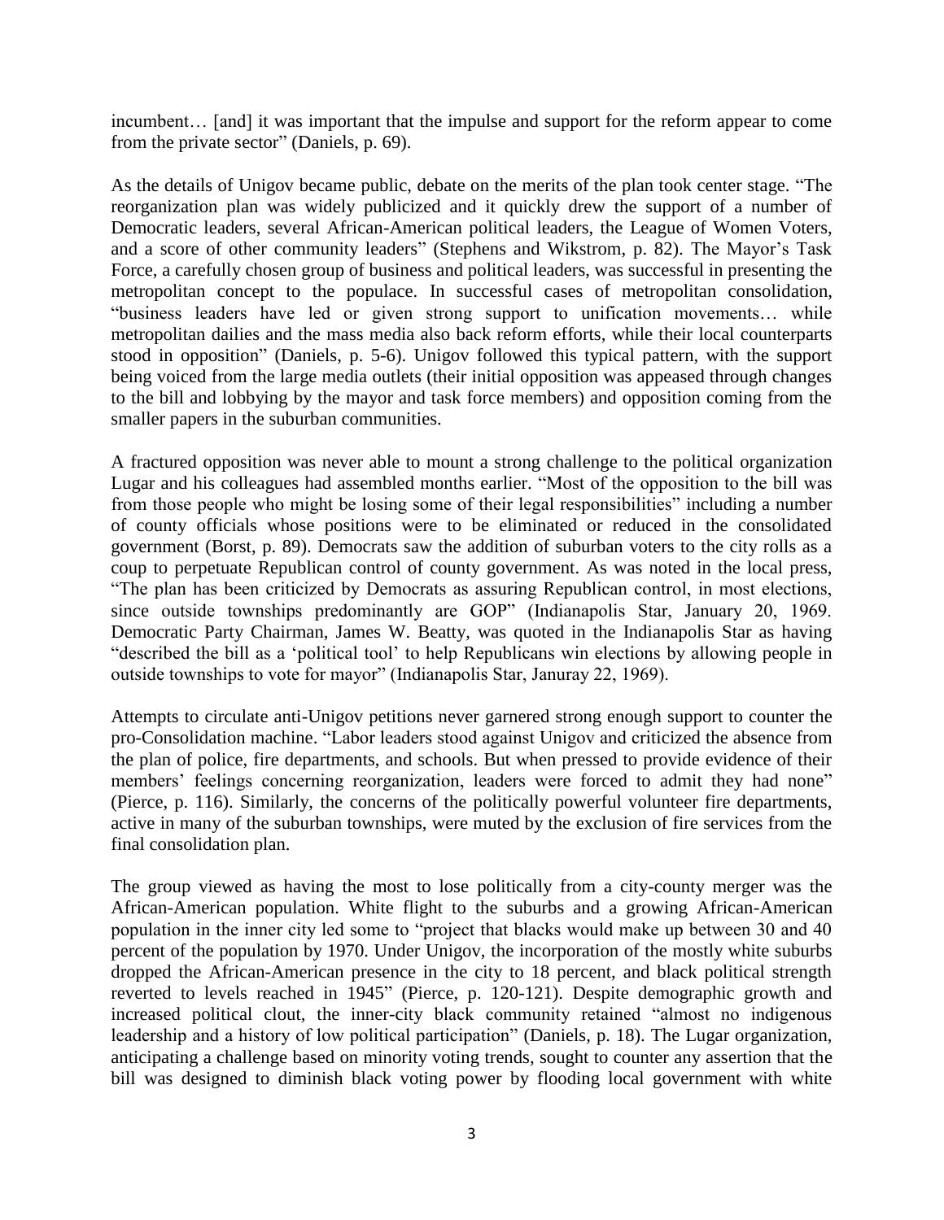incumbent… [and] it was important that the impulse and support for the reform appear to come from the private sector" (Daniels, p. 69).

As the details of Unigov became public, debate on the merits of the plan took center stage. "The reorganization plan was widely publicized and it quickly drew the support of a number of Democratic leaders, several African-American political leaders, the League of Women Voters, and a score of other community leaders" (Stephens and Wikstrom, p. 82). The Mayor's Task Force, a carefully chosen group of business and political leaders, was successful in presenting the metropolitan concept to the populace. In successful cases of metropolitan consolidation, "business leaders have led or given strong support to unification movements… while metropolitan dailies and the mass media also back reform efforts, while their local counterparts stood in opposition" (Daniels, p. 5-6). Unigov followed this typical pattern, with the support being voiced from the large media outlets (their initial opposition was appeased through changes to the bill and lobbying by the mayor and task force members) and opposition coming from the smaller papers in the suburban communities.

A fractured opposition was never able to mount a strong challenge to the political organization Lugar and his colleagues had assembled months earlier. "Most of the opposition to the bill was from those people who might be losing some of their legal responsibilities" including a number of county officials whose positions were to be eliminated or reduced in the consolidated government (Borst, p. 89). Democrats saw the addition of suburban voters to the city rolls as a coup to perpetuate Republican control of county government. As was noted in the local press, "The plan has been criticized by Democrats as assuring Republican control, in most elections, since outside townships predominantly are GOP" (Indianapolis Star, January 20, 1969. Democratic Party Chairman, James W. Beatty, was quoted in the Indianapolis Star as having "described the bill as a 'political tool' to help Republicans win elections by allowing people in outside townships to vote for mayor" (Indianapolis Star, Januray 22, 1969).

Attempts to circulate anti-Unigov petitions never garnered strong enough support to counter the pro-Consolidation machine. "Labor leaders stood against Unigov and criticized the absence from the plan of police, fire departments, and schools. But when pressed to provide evidence of their members' feelings concerning reorganization, leaders were forced to admit they had none" (Pierce, p. 116). Similarly, the concerns of the politically powerful volunteer fire departments, active in many of the suburban townships, were muted by the exclusion of fire services from the final consolidation plan.

The group viewed as having the most to lose politically from a city-county merger was the African-American population. White flight to the suburbs and a growing African-American population in the inner city led some to "project that blacks would make up between 30 and 40 percent of the population by 1970. Under Unigov, the incorporation of the mostly white suburbs dropped the African-American presence in the city to 18 percent, and black political strength reverted to levels reached in 1945" (Pierce, p. 120-121). Despite demographic growth and increased political clout, the inner-city black community retained "almost no indigenous leadership and a history of low political participation" (Daniels, p. 18). The Lugar organization, anticipating a challenge based on minority voting trends, sought to counter any assertion that the bill was designed to diminish black voting power by flooding local government with white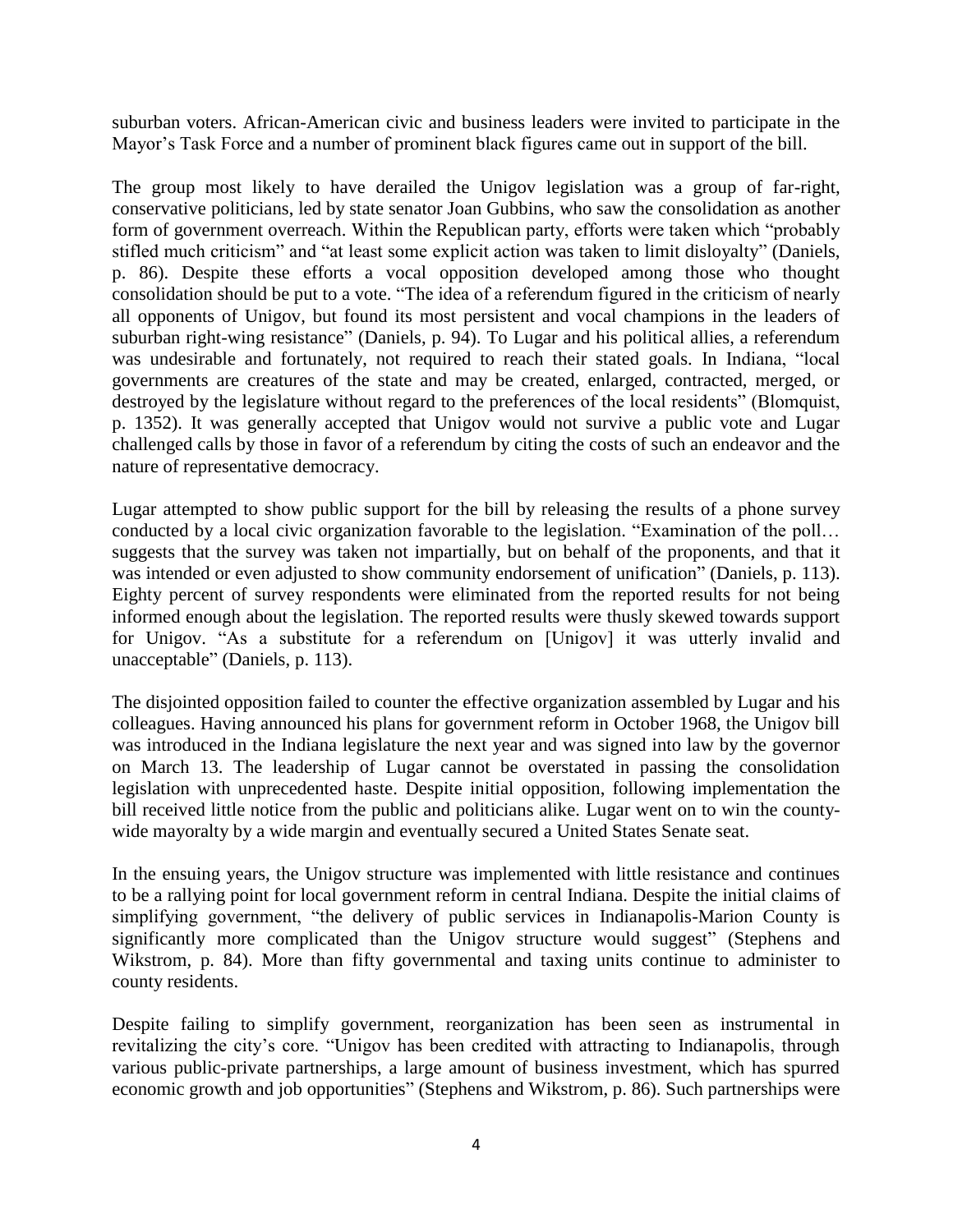suburban voters. African-American civic and business leaders were invited to participate in the Mayor's Task Force and a number of prominent black figures came out in support of the bill.

The group most likely to have derailed the Unigov legislation was a group of far-right, conservative politicians, led by state senator Joan Gubbins, who saw the consolidation as another form of government overreach. Within the Republican party, efforts were taken which "probably stifled much criticism" and "at least some explicit action was taken to limit disloyalty" (Daniels, p. 86). Despite these efforts a vocal opposition developed among those who thought consolidation should be put to a vote. "The idea of a referendum figured in the criticism of nearly all opponents of Unigov, but found its most persistent and vocal champions in the leaders of suburban right-wing resistance" (Daniels, p. 94). To Lugar and his political allies, a referendum was undesirable and fortunately, not required to reach their stated goals. In Indiana, "local governments are creatures of the state and may be created, enlarged, contracted, merged, or destroyed by the legislature without regard to the preferences of the local residents" (Blomquist, p. 1352). It was generally accepted that Unigov would not survive a public vote and Lugar challenged calls by those in favor of a referendum by citing the costs of such an endeavor and the nature of representative democracy.

Lugar attempted to show public support for the bill by releasing the results of a phone survey conducted by a local civic organization favorable to the legislation. "Examination of the poll… suggests that the survey was taken not impartially, but on behalf of the proponents, and that it was intended or even adjusted to show community endorsement of unification" (Daniels, p. 113). Eighty percent of survey respondents were eliminated from the reported results for not being informed enough about the legislation. The reported results were thusly skewed towards support for Unigov. "As a substitute for a referendum on [Unigov] it was utterly invalid and unacceptable" (Daniels, p. 113).

The disjointed opposition failed to counter the effective organization assembled by Lugar and his colleagues. Having announced his plans for government reform in October 1968, the Unigov bill was introduced in the Indiana legislature the next year and was signed into law by the governor on March 13. The leadership of Lugar cannot be overstated in passing the consolidation legislation with unprecedented haste. Despite initial opposition, following implementation the bill received little notice from the public and politicians alike. Lugar went on to win the county-wide mayoralty by a wide margin and eventually secured a United States Senate seat.

In the ensuing years, the Unigov structure was implemented with little resistance and continues to be a rallying point for local government reform in central Indiana. Despite the initial claims of simplifying government, "the delivery of public services in Indianapolis-Marion County is significantly more complicated than the Unigov structure would suggest" (Stephens and Wikstrom, p. 84). More than fifty governmental and taxing units continue to administer to county residents.

Despite failing to simplify government, reorganization has been seen as instrumental in revitalizing the city's core. "Unigov has been credited with attracting to Indianapolis, through various public-private partnerships, a large amount of business investment, which has spurred economic growth and job opportunities" (Stephens and Wikstrom, p. 86). Such partnerships were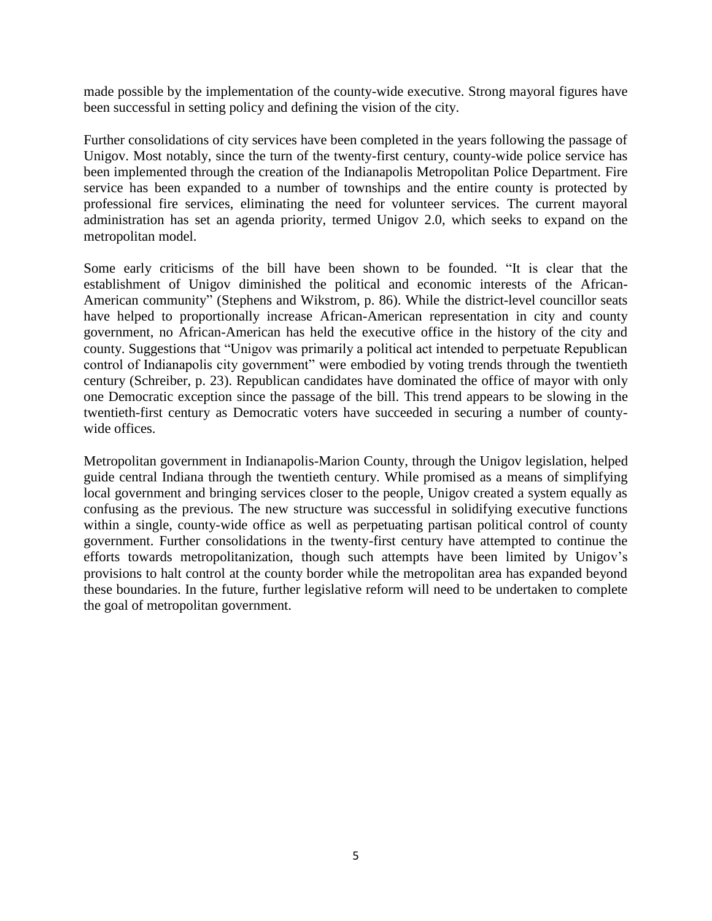made possible by the implementation of the county-wide executive. Strong mayoral figures have been successful in setting policy and defining the vision of the city.

Further consolidations of city services have been completed in the years following the passage of Unigov. Most notably, since the turn of the twenty-first century, county-wide police service has been implemented through the creation of the Indianapolis Metropolitan Police Department. Fire service has been expanded to a number of townships and the entire county is protected by professional fire services, eliminating the need for volunteer services. The current mayoral administration has set an agenda priority, termed Unigov 2.0, which seeks to expand on the metropolitan model.

Some early criticisms of the bill have been shown to be founded. "It is clear that the establishment of Unigov diminished the political and economic interests of the African-American community" (Stephens and Wikstrom, p. 86). While the district-level councillor seats have helped to proportionally increase African-American representation in city and county government, no African-American has held the executive office in the history of the city and county. Suggestions that "Unigov was primarily a political act intended to perpetuate Republican control of Indianapolis city government" were embodied by voting trends through the twentieth century (Schreiber, p. 23). Republican candidates have dominated the office of mayor with only one Democratic exception since the passage of the bill. This trend appears to be slowing in the twentieth-first century as Democratic voters have succeeded in securing a number of county-wide offices.

Metropolitan government in Indianapolis-Marion County, through the Unigov legislation, helped guide central Indiana through the twentieth century. While promised as a means of simplifying local government and bringing services closer to the people, Unigov created a system equally as confusing as the previous. The new structure was successful in solidifying executive functions within a single, county-wide office as well as perpetuating partisan political control of county government. Further consolidations in the twenty-first century have attempted to continue the efforts towards metropolitanization, though such attempts have been limited by Unigov's provisions to halt control at the county border while the metropolitan area has expanded beyond these boundaries. In the future, further legislative reform will need to be undertaken to complete the goal of metropolitan government.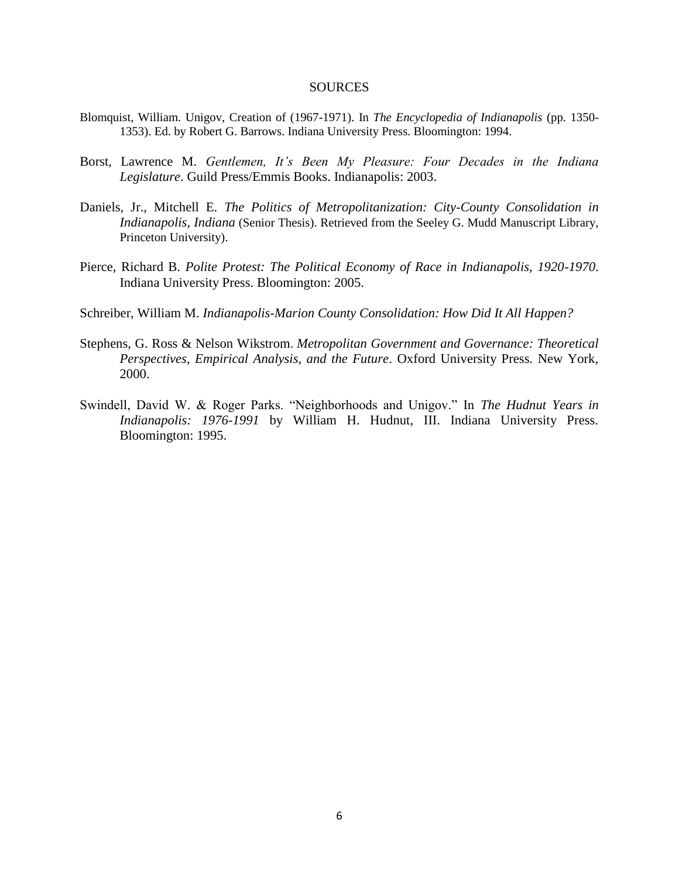## SOURCES

Blomquist, William. Unigov, Creation of (1967-1971). In *The Encyclopedia of Indianapolis* (pp. 1350-1353). Ed. by Robert G. Barrows. Indiana University Press. Bloomington: 1994.

Borst, Lawrence M. *Gentlemen, It's Been My Pleasure: Four Decades in the Indiana Legislature*. Guild Press/Emmis Books. Indianapolis: 2003.

Daniels, Jr., Mitchell E. *The Politics of Metropolitanization: City-County Consolidation in Indianapolis, Indiana* (Senior Thesis). Retrieved from the Seeley G. Mudd Manuscript Library, Princeton University).

Pierce, Richard B. *Polite Protest: The Political Economy of Race in Indianapolis, 1920-1970*. Indiana University Press. Bloomington: 2005.

Schreiber, William M. *Indianapolis-Marion County Consolidation: How Did It All Happen?*

Stephens, G. Ross & Nelson Wikstrom. *Metropolitan Government and Governance: Theoretical Perspectives, Empirical Analysis, and the Future*. Oxford University Press. New York, 2000.

Swindell, David W. & Roger Parks. "Neighborhoods and Unigov." In *The Hudnut Years in Indianapolis: 1976-1991* by William H. Hudnut, III. Indiana University Press. Bloomington: 1995.